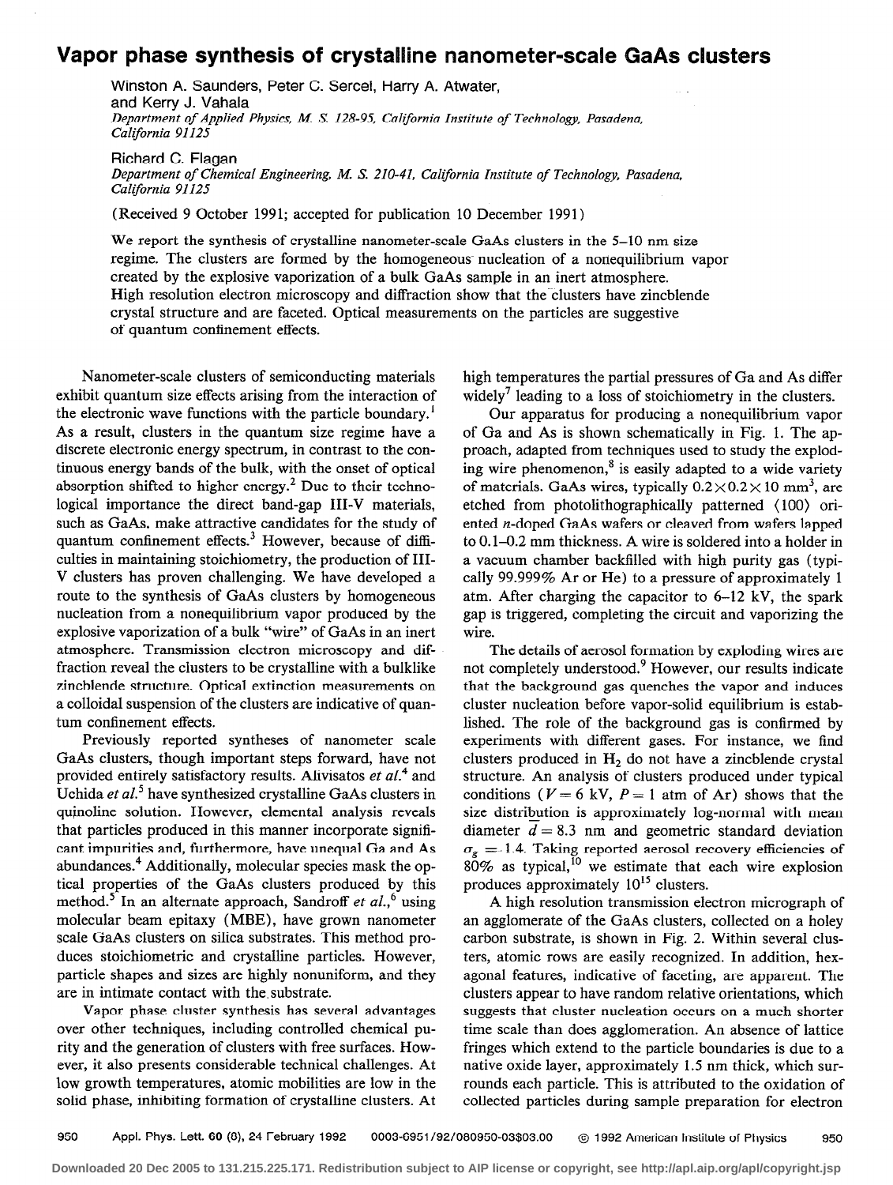# Vapor phase synthesis of crystalline nanometer-scale GaAs clusters

Winston A. Saunders, Peter C. Sercel, Harry A. Atwater, and Kerry J. Vahala
*Department of Applied Physics, M. S. 128-95, California Institute of Technology, Pasadena, California 91125*

Richard C. Flagan
*Department of Chemical Engineering, M. S. 210-41, California Institute of Technology, Pasadena, California 91125*

(Received 9 October 1991; accepted for publication 10 December 1991)

We report the synthesis of crystalline nanometer-scale GaAs clusters in the 5–10 nm size regime. The clusters are formed by the homogeneous nucleation of a nonequilibrium vapor created by the explosive vaporization of a bulk GaAs sample in an inert atmosphere. High resolution electron microscopy and diffraction show that the clusters have zincblende crystal structure and are faceted. Optical measurements on the particles are suggestive of quantum confinement effects.

Nanometer-scale clusters of semiconducting materials exhibit quantum size effects arising from the interaction of the electronic wave functions with the particle boundary.[1] As a result, clusters in the quantum size regime have a discrete electronic energy spectrum, in contrast to the continuous energy bands of the bulk, with the onset of optical absorption shifted to higher energy.[2] Due to their technological importance the direct band-gap III-V materials, such as GaAs, make attractive candidates for the study of quantum confinement effects.[3] However, because of difficulties in maintaining stoichiometry, the production of III-V clusters has proven challenging. We have developed a route to the synthesis of GaAs clusters by homogeneous nucleation from a nonequilibrium vapor produced by the explosive vaporization of a bulk "wire" of GaAs in an inert atmosphere. Transmission electron microscopy and diffraction reveal the clusters to be crystalline with a bulklike zincblende structure. Optical extinction measurements on a colloidal suspension of the clusters are indicative of quantum confinement effects.

Previously reported syntheses of nanometer scale GaAs clusters, though important steps forward, have not provided entirely satisfactory results. Alivisatos *et al.*[4] and Uchida *et al.*[5] have synthesized crystalline GaAs clusters in quinoline solution. However, elemental analysis reveals that particles produced in this manner incorporate significant impurities and, furthermore, have unequal Ga and As abundances.[4] Additionally, molecular species mask the optical properties of the GaAs clusters produced by this method.[5] In an alternate approach, Sandroff *et al.*,[6] using molecular beam epitaxy (MBE), have grown nanometer scale GaAs clusters on silica substrates. This method produces stoichiometric and crystalline particles. However, particle shapes and sizes are highly nonuniform, and they are in intimate contact with the substrate.

Vapor phase cluster synthesis has several advantages over other techniques, including controlled chemical purity and the generation of clusters with free surfaces. However, it also presents considerable technical challenges. At low growth temperatures, atomic mobilities are low in the solid phase, inhibiting formation of crystalline clusters. At high temperatures the partial pressures of Ga and As differ widely[7] leading to a loss of stoichiometry in the clusters.

Our apparatus for producing a nonequilibrium vapor of Ga and As is shown schematically in Fig. 1. The approach, adapted from techniques used to study the exploding wire phenomenon,[8] is easily adapted to a wide variety of materials. GaAs wires, typically $0.2\times0.2\times10$ mm$^3$, are etched from photolithographically patterned ⟨100⟩ oriented *n*-doped GaAs wafers or cleaved from wafers lapped to 0.1–0.2 mm thickness. A wire is soldered into a holder in a vacuum chamber backfilled with high purity gas (typically 99.999% Ar or He) to a pressure of approximately 1 atm. After charging the capacitor to 6–12 kV, the spark gap is triggered, completing the circuit and vaporizing the wire.

The details of aerosol formation by exploding wires are not completely understood.[9] However, our results indicate that the background gas quenches the vapor and induces cluster nucleation before vapor-solid equilibrium is established. The role of the background gas is confirmed by experiments with different gases. For instance, we find clusters produced in $H_2$ do not have a zincblende crystal structure. An analysis of clusters produced under typical conditions ($V = 6$ kV, $P = 1$ atm of Ar) shows that the size distribution is approximately log-normal with mean diameter $\bar{d} = 8.3$ nm and geometric standard deviation $\sigma_g = 1.4$. Taking reported aerosol recovery efficiencies of 80% as typical,[10] we estimate that each wire explosion produces approximately $10^{15}$ clusters.

A high resolution transmission electron micrograph of an agglomerate of the GaAs clusters, collected on a holey carbon substrate, is shown in Fig. 2. Within several clusters, atomic rows are easily recognized. In addition, hexagonal features, indicative of faceting, are apparent. The clusters appear to have random relative orientations, which suggests that cluster nucleation occurs on a much shorter time scale than does agglomeration. An absence of lattice fringes which extend to the particle boundaries is due to a native oxide layer, approximately 1.5 nm thick, which surrounds each particle. This is attributed to the oxidation of collected particles during sample preparation for electron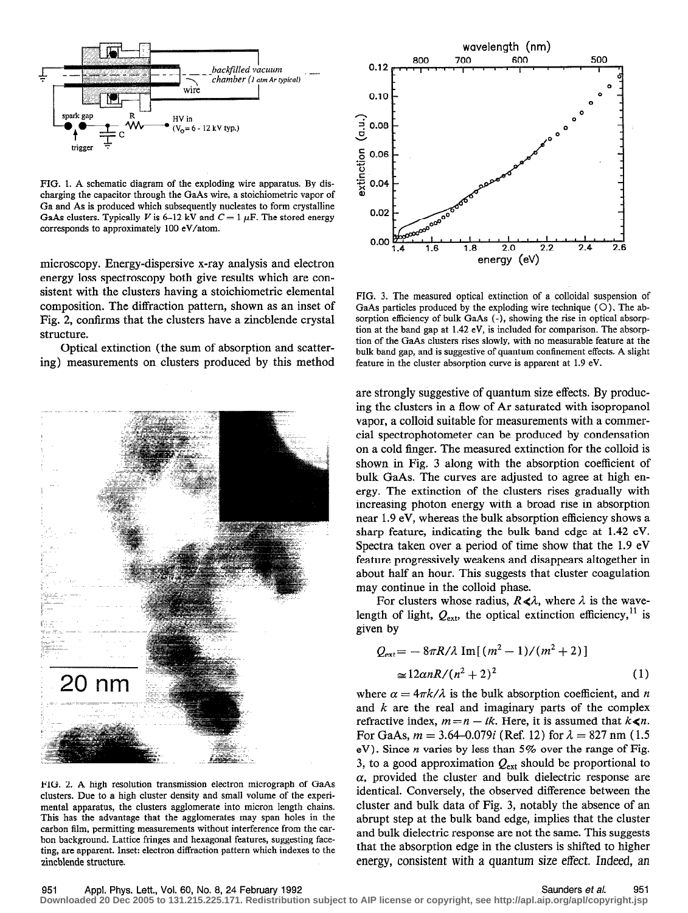FIG. 1. A schematic diagram of the exploding wire apparatus. By discharging the capacitor through the GaAs wire, a stoichiometric vapor of Ga and As is produced which subsequently nucleates to form crystalline GaAs clusters. Typically $V$ is 6–12 kV and $C = 1$ $\mu$F. The stored energy corresponds to approximately 100 eV/atom.

microscopy. Energy-dispersive x-ray analysis and electron energy loss spectroscopy both give results which are consistent with the clusters having a stoichiometric elemental composition. The diffraction pattern, shown as an inset of Fig. 2, confirms that the clusters have a zincblende crystal structure.

Optical extinction (the sum of absorption and scattering) measurements on clusters produced by this method are strongly suggestive of quantum size effects. By producing the clusters in a flow of Ar saturated with isopropanol vapor, a colloid suitable for measurements with a commercial spectrophotometer can be produced by condensation on a cold finger. The measured extinction for the colloid is shown in Fig. 3 along with the absorption coefficient of bulk GaAs. The curves are adjusted to agree at high energy. The extinction of the clusters rises gradually with increasing photon energy with a broad rise in absorption near 1.9 eV, whereas the bulk absorption efficiency shows a sharp feature, indicating the bulk band edge at 1.42 eV. Spectra taken over a period of time show that the 1.9 eV feature progressively weakens and disappears altogether in about half an hour. This suggests that cluster coagulation may continue in the colloid phase.

FIG. 2. A high resolution transmission electron micrograph of GaAs clusters. Due to a high cluster density and small volume of the experimental apparatus, the clusters agglomerate into micron length chains. This has the advantage that the agglomerates may span holes in the carbon film, permitting measurements without interference from the carbon background. Lattice fringes and hexagonal features, suggesting faceting, are apparent. Inset: electron diffraction pattern which indexes to the zincblende structure.

FIG. 3. The measured optical extinction of a colloidal suspension of GaAs particles produced by the exploding wire technique (○). The absorption efficiency of bulk GaAs (-), showing the rise in optical absorption at the band gap at 1.42 eV, is included for comparison. The absorption of the GaAs clusters rises slowly, with no measurable feature at the bulk band gap, and is suggestive of quantum confinement effects. A slight feature in the cluster absorption curve is apparent at 1.9 eV.

For clusters whose radius, $R \ll \lambda$, where $\lambda$ is the wavelength of light, $Q_{\mathrm{ext}}$, the optical extinction efficiency,[11] is given by

$$Q_{\mathrm{ext}} = -8\pi R/\lambda \, \mathrm{Im}[(m^2-1)/(m^2+2)]$$
$$\cong 12\alpha n R/(n^2+2)^2 \qquad (1)$$

where $\alpha = 4\pi k/\lambda$ is the bulk absorption coefficient, and $n$ and $k$ are the real and imaginary parts of the complex refractive index, $m = n - ik$. Here, it is assumed that $k \ll n$. For GaAs, $m = 3.64 - 0.079i$ (Ref. 12) for $\lambda = 827$ nm (1.5 eV). Since $n$ varies by less than 5% over the range of Fig. 3, to a good approximation $Q_{\mathrm{ext}}$ should be proportional to $\alpha$, provided the cluster and bulk dielectric response are identical. Conversely, the observed difference between the cluster and bulk data of Fig. 3, notably the absence of an abrupt step at the bulk band edge, implies that the cluster and bulk dielectric response are not the same. This suggests that the absorption edge in the clusters is shifted to higher energy, consistent with a quantum size effect. Indeed, an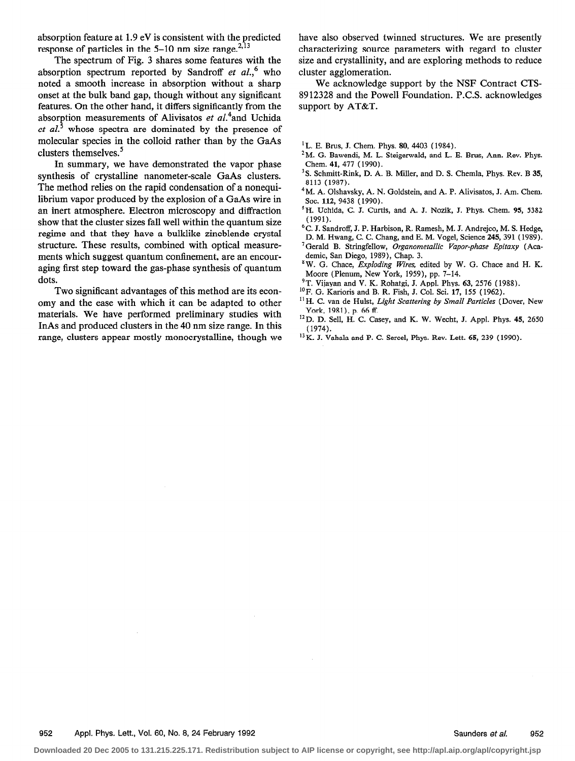absorption feature at 1.9 eV is consistent with the predicted response of particles in the 5–10 nm size range.[2,13]

The spectrum of Fig. 3 shares some features with the absorption spectrum reported by Sandroff *et al.*,[6] who noted a smooth increase in absorption without a sharp onset at the bulk band gap, though without any significant features. On the other hand, it differs significantly from the absorption measurements of Alivisatos *et al.*[4] and Uchida *et al.*[5] whose spectra are dominated by the presence of molecular species in the colloid rather than by the GaAs clusters themselves.[5]

In summary, we have demonstrated the vapor phase synthesis of crystalline nanometer-scale GaAs clusters. The method relies on the rapid condensation of a nonequilibrium vapor produced by the explosion of a GaAs wire in an inert atmosphere. Electron microscopy and diffraction show that the cluster sizes fall well within the quantum size regime and that they have a bulklike zincblende crystal structure. These results, combined with optical measurements which suggest quantum confinement, are an encouraging first step toward the gas-phase synthesis of quantum dots.

Two significant advantages of this method are its economy and the ease with which it can be adapted to other materials. We have performed preliminary studies with InAs and produced clusters in the 40 nm size range. In this range, clusters appear mostly monocrystalline, though we have also observed twinned structures. We are presently characterizing source parameters with regard to cluster size and crystallinity, and are exploring methods to reduce cluster agglomeration.

We acknowledge support by the NSF Contract CTS-8912328 and the Powell Foundation. P.C.S. acknowledges support by AT&T.

[1] L. E. Brus, J. Chem. Phys. **80**, 4403 (1984).
[2] M. G. Bawendi, M. L. Steigerwald, and L. E. Brus, Ann. Rev. Phys. Chem. **41**, 477 (1990).
[3] S. Schmitt-Rink, D. A. B. Miller, and D. S. Chemla, Phys. Rev. B **35**, 8113 (1987).
[4] M. A. Olshavsky, A. N. Goldstein, and A. P. Alivisatos, J. Am. Chem. Soc. **112**, 9438 (1990).
[5] H. Uchida, C. J. Curtis, and A. J. Nozik, J. Phys. Chem. **95**, 5382 (1991).
[6] C. J. Sandroff, J. P. Harbison, R. Ramesh, M. J. Andrejco, M. S. Hedge, D. M. Hwang, C. C. Chang, and E. M. Vogel, Science **245**, 391 (1989).
[7] Gerald B. Stringfellow, *Organometallic Vapor-phase Epitaxy* (Academic, San Diego, 1989), Chap. 3.
[8] W. G. Chace, *Exploding Wires*, edited by W. G. Chace and H. K. Moore (Plenum, New York, 1959), pp. 7–14.
[9] T. Vijayan and V. K. Rohatgi, J. Appl. Phys. **63**, 2576 (1988).
[10] F. G. Karioris and B. R. Fish, J. Col. Sci. **17**, 155 (1962).
[11] H. C. van de Hulst, *Light Scattering by Small Particles* (Dover, New York, 1981), p. 66 ff.
[12] D. D. Sell, H. C. Casey, and K. W. Wecht, J. Appl. Phys. **45**, 2650 (1974).
[13] K. J. Vahala and P. C. Sercel, Phys. Rev. Lett. **65**, 239 (1990).